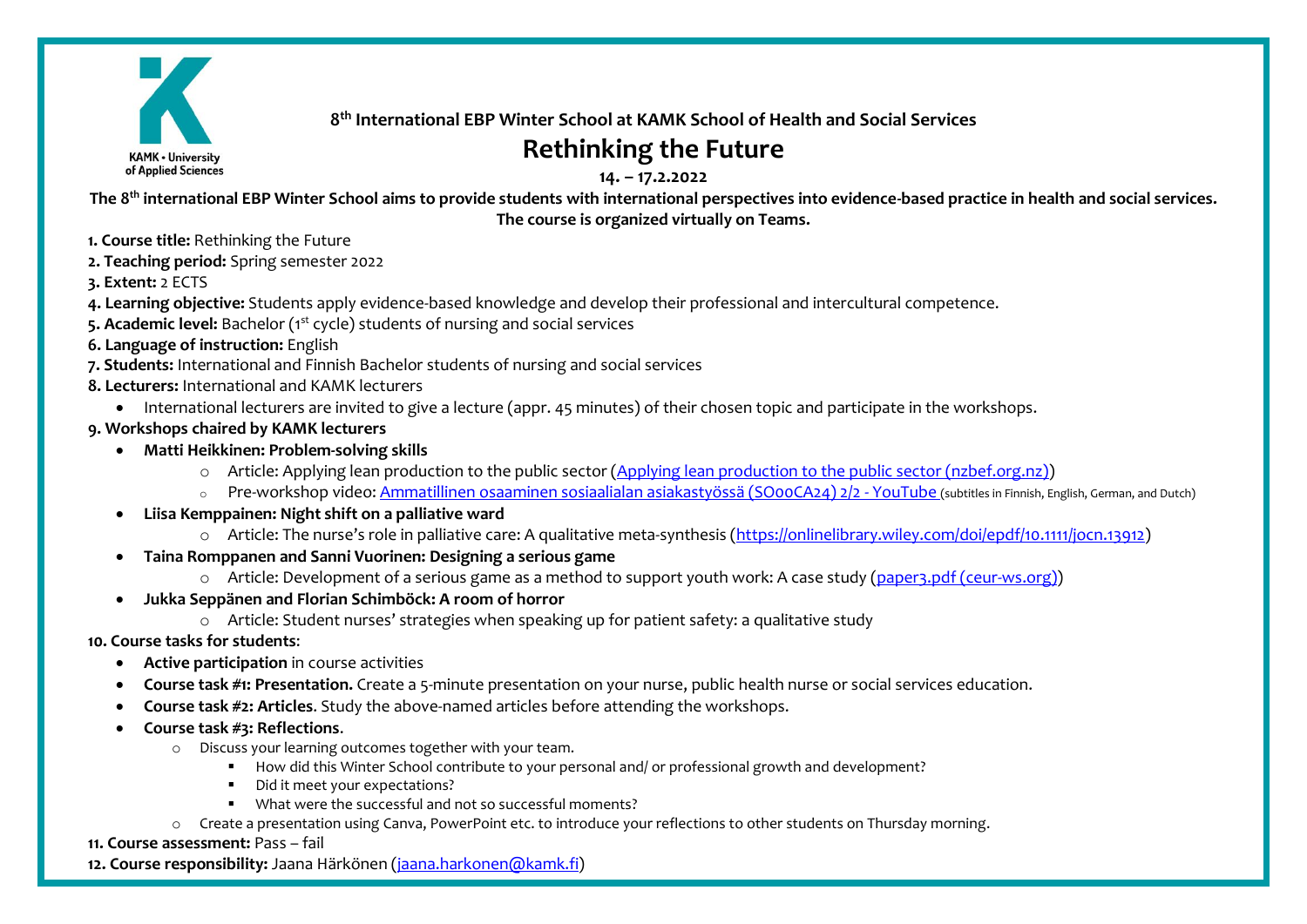KAMK • University of Applied Sciences

**8th International EBP Winter School at KAMK School of Health and Social Services**

# Rethinking the Future

**14. – 17.2.2022**

**The 8th international EBP Winter School aims to provide students with international perspectives into evidence-based practice in health and social services. The course is organized virtually on Teams.**

**1. Course title:** Rethinking the Future
**2. Teaching period:** Spring semester 2022
**3. Extent:** 2 ECTS
**4. Learning objective:** Students apply evidence-based knowledge and develop their professional and intercultural competence.
**5. Academic level:** Bachelor (1st cycle) students of nursing and social services
**6. Language of instruction:** English
**7. Students:** International and Finnish Bachelor students of nursing and social services
**8. Lecturers:** International and KAMK lecturers

- International lecturers are invited to give a lecture (appr. 45 minutes) of their chosen topic and participate in the workshops.

**9. Workshops chaired by KAMK lecturers**

- **Matti Heikkinen: Problem-solving skills**
  - Article: Applying lean production to the public sector (Applying lean production to the public sector (nzbef.org.nz))
  - Pre-workshop video: Ammatillinen osaaminen sosiaalialan asiakastyössä (SO00CA24) 2/2 - YouTube (subtitles in Finnish, English, German, and Dutch)
- **Liisa Kemppainen: Night shift on a palliative ward**
  - Article: The nurse's role in palliative care: A qualitative meta-synthesis (https://onlinelibrary.wiley.com/doi/epdf/10.1111/jocn.13912)
- **Taina Romppanen and Sanni Vuorinen: Designing a serious game**
  - Article: Development of a serious game as a method to support youth work: A case study (paper3.pdf (ceur-ws.org))
- **Jukka Seppänen and Florian Schimböck: A room of horror**
  - Article: Student nurses' strategies when speaking up for patient safety: a qualitative study

**10. Course tasks for students**:

- **Active participation** in course activities
- **Course task #1: Presentation.** Create a 5-minute presentation on your nurse, public health nurse or social services education.
- **Course task #2: Articles**. Study the above-named articles before attending the workshops.
- **Course task #3: Reflections**.
  - Discuss your learning outcomes together with your team.
    - How did this Winter School contribute to your personal and/ or professional growth and development?
    - Did it meet your expectations?
    - What were the successful and not so successful moments?
  - Create a presentation using Canva, PowerPoint etc. to introduce your reflections to other students on Thursday morning.

**11. Course assessment:** Pass – fail
**12. Course responsibility:** Jaana Härkönen (jaana.harkonen@kamk.fi)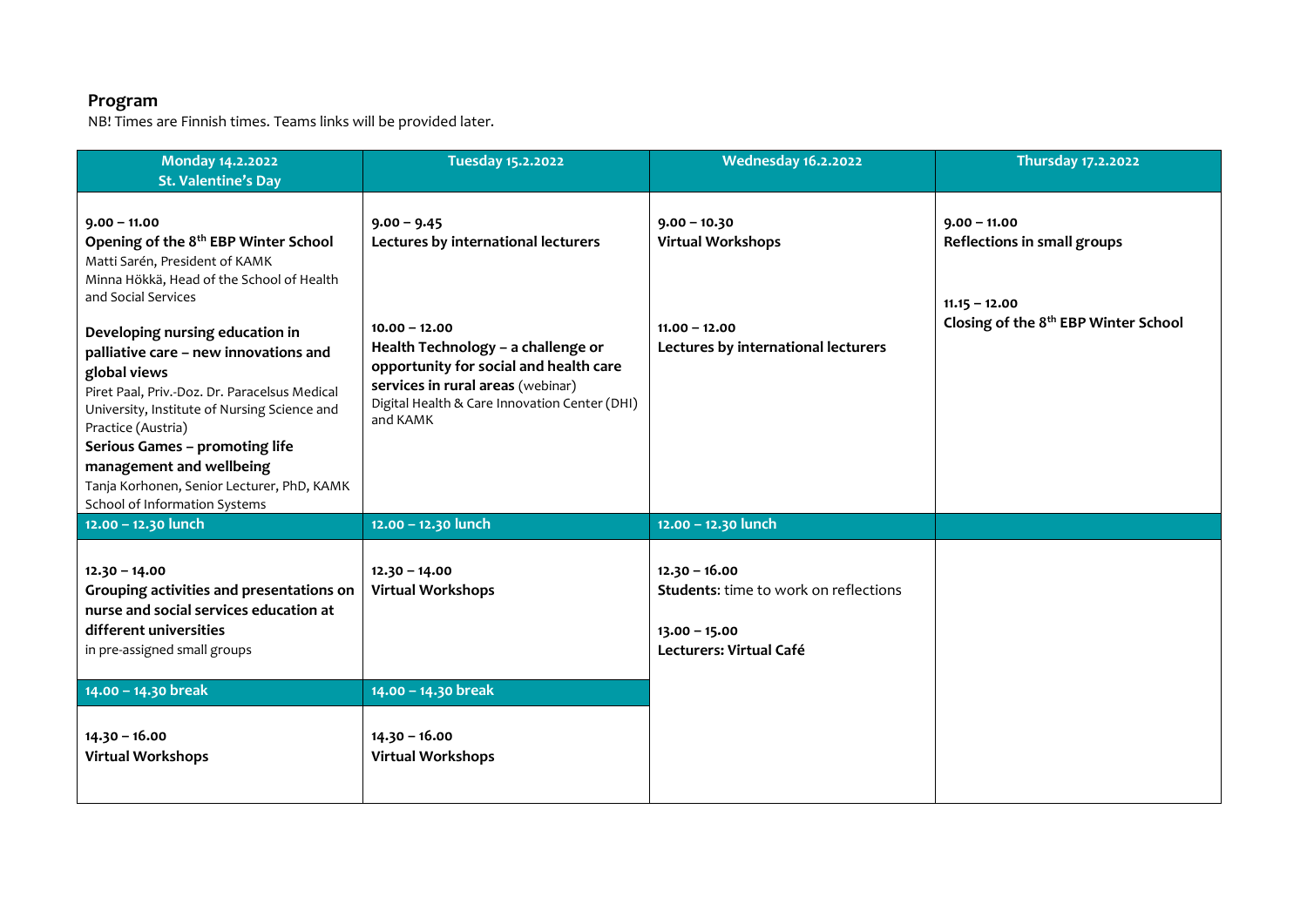## Program

NB! Times are Finnish times. Teams links will be provided later.

| **Monday 14.2.2022**<br>**St. Valentine's Day** | **Tuesday 15.2.2022** | **Wednesday 16.2.2022** | **Thursday 17.2.2022** |
| --- | --- | --- | --- |
| **9.00 – 11.00**<br>**Opening of the 8th EBP Winter School**<br>Matti Sarén, President of KAMK<br>Minna Hökkä, Head of the School of Health and Social Services<br><br>**Developing nursing education in palliative care – new innovations and global views**<br>Piret Paal, Priv.-Doz. Dr. Paracelsus Medical University, Institute of Nursing Science and Practice (Austria)<br>**Serious Games – promoting life management and wellbeing**<br>Tanja Korhonen, Senior Lecturer, PhD, KAMK School of Information Systems | **9.00 – 9.45**<br>**Lectures by international lecturers**<br><br>**10.00 – 12.00**<br>**Health Technology – a challenge or opportunity for social and health care services in rural areas** (webinar)<br>Digital Health & Care Innovation Center (DHI) and KAMK | **9.00 – 10.30**<br>**Virtual Workshops**<br><br>**11.00 – 12.00**<br>**Lectures by international lecturers** | **9.00 – 11.00**<br>**Reflections in small groups**<br><br>**11.15 – 12.00**<br>**Closing of the 8th EBP Winter School** |
| **12.00 – 12.30 lunch** | **12.00 – 12.30 lunch** | **12.00 – 12.30 lunch** | |
| **12.30 – 14.00**<br>**Grouping activities and presentations on nurse and social services education at different universities**<br>in pre-assigned small groups | **12.30 – 14.00**<br>**Virtual Workshops** | **12.30 – 16.00**<br>**Students:** time to work on reflections<br><br>**13.00 – 15.00**<br>**Lecturers: Virtual Café** | |
| **14.00 – 14.30 break** | **14.00 – 14.30 break** | | |
| **14.30 – 16.00**<br>**Virtual Workshops** | **14.30 – 16.00**<br>**Virtual Workshops** | | |